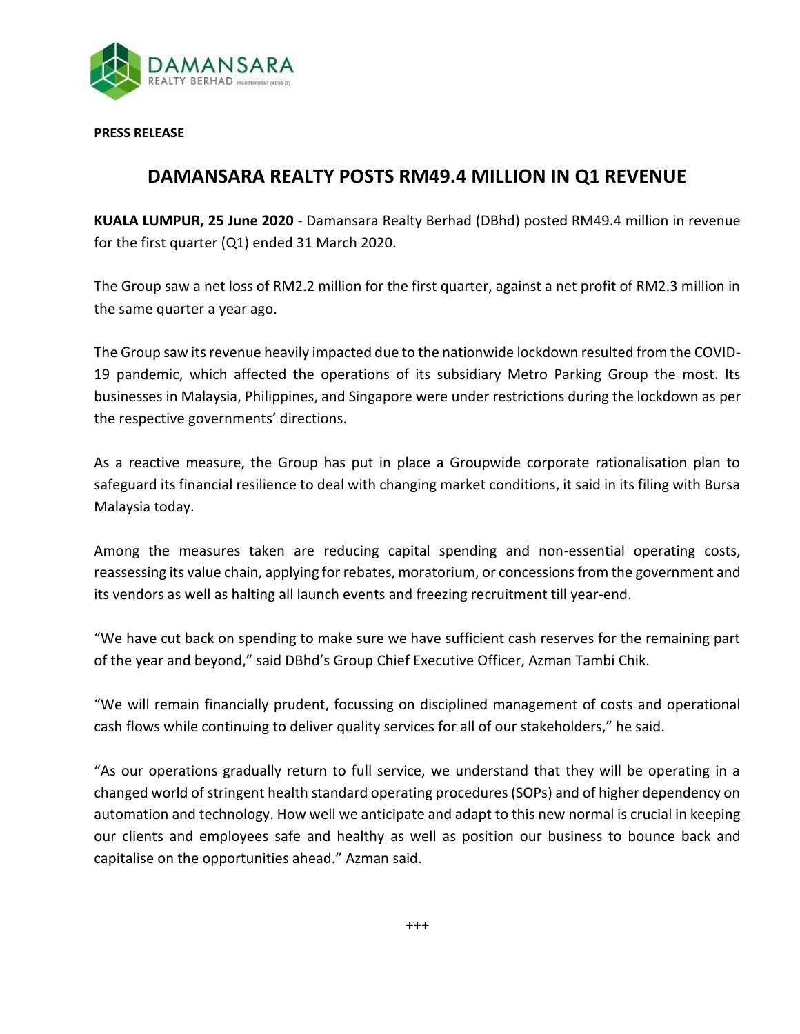**PRESS RELEASE**

# DAMANSARA REALTY POSTS RM49.4 MILLION IN Q1 REVENUE

**KUALA LUMPUR, 25 June 2020** - Damansara Realty Berhad (DBhd) posted RM49.4 million in revenue for the first quarter (Q1) ended 31 March 2020.

The Group saw a net loss of RM2.2 million for the first quarter, against a net profit of RM2.3 million in the same quarter a year ago.

The Group saw its revenue heavily impacted due to the nationwide lockdown resulted from the COVID-19 pandemic, which affected the operations of its subsidiary Metro Parking Group the most. Its businesses in Malaysia, Philippines, and Singapore were under restrictions during the lockdown as per the respective governments' directions.

As a reactive measure, the Group has put in place a Groupwide corporate rationalisation plan to safeguard its financial resilience to deal with changing market conditions, it said in its filing with Bursa Malaysia today.

Among the measures taken are reducing capital spending and non-essential operating costs, reassessing its value chain, applying for rebates, moratorium, or concessions from the government and its vendors as well as halting all launch events and freezing recruitment till year-end.

"We have cut back on spending to make sure we have sufficient cash reserves for the remaining part of the year and beyond," said DBhd's Group Chief Executive Officer, Azman Tambi Chik.

"We will remain financially prudent, focussing on disciplined management of costs and operational cash flows while continuing to deliver quality services for all of our stakeholders," he said.

"As our operations gradually return to full service, we understand that they will be operating in a changed world of stringent health standard operating procedures (SOPs) and of higher dependency on automation and technology. How well we anticipate and adapt to this new normal is crucial in keeping our clients and employees safe and healthy as well as position our business to bounce back and capitalise on the opportunities ahead." Azman said.

+++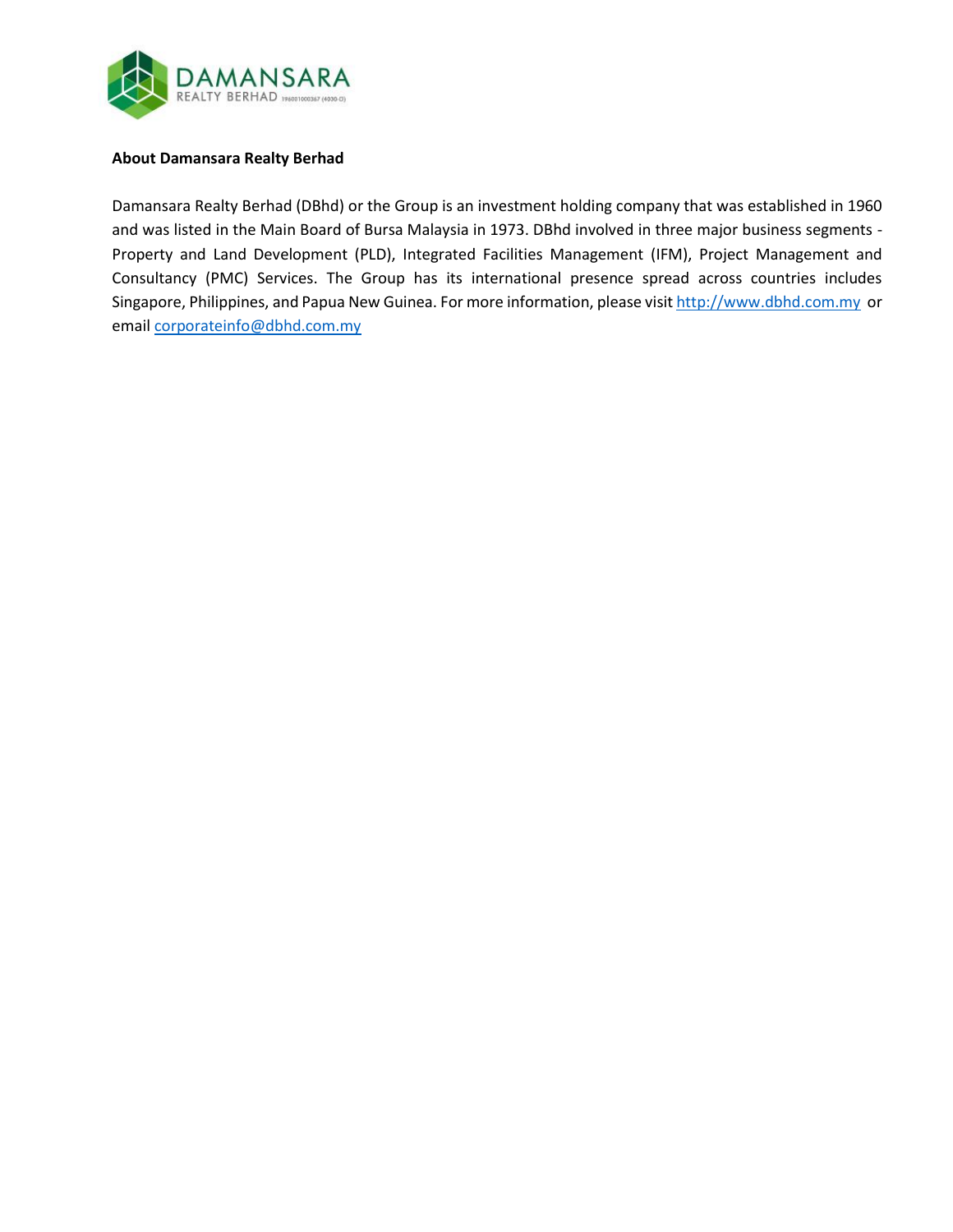**About Damansara Realty Berhad**

Damansara Realty Berhad (DBhd) or the Group is an investment holding company that was established in 1960 and was listed in the Main Board of Bursa Malaysia in 1973. DBhd involved in three major business segments - Property and Land Development (PLD), Integrated Facilities Management (IFM), Project Management and Consultancy (PMC) Services. The Group has its international presence spread across countries includes Singapore, Philippines, and Papua New Guinea. For more information, please visit http://www.dbhd.com.my or email corporateinfo@dbhd.com.my